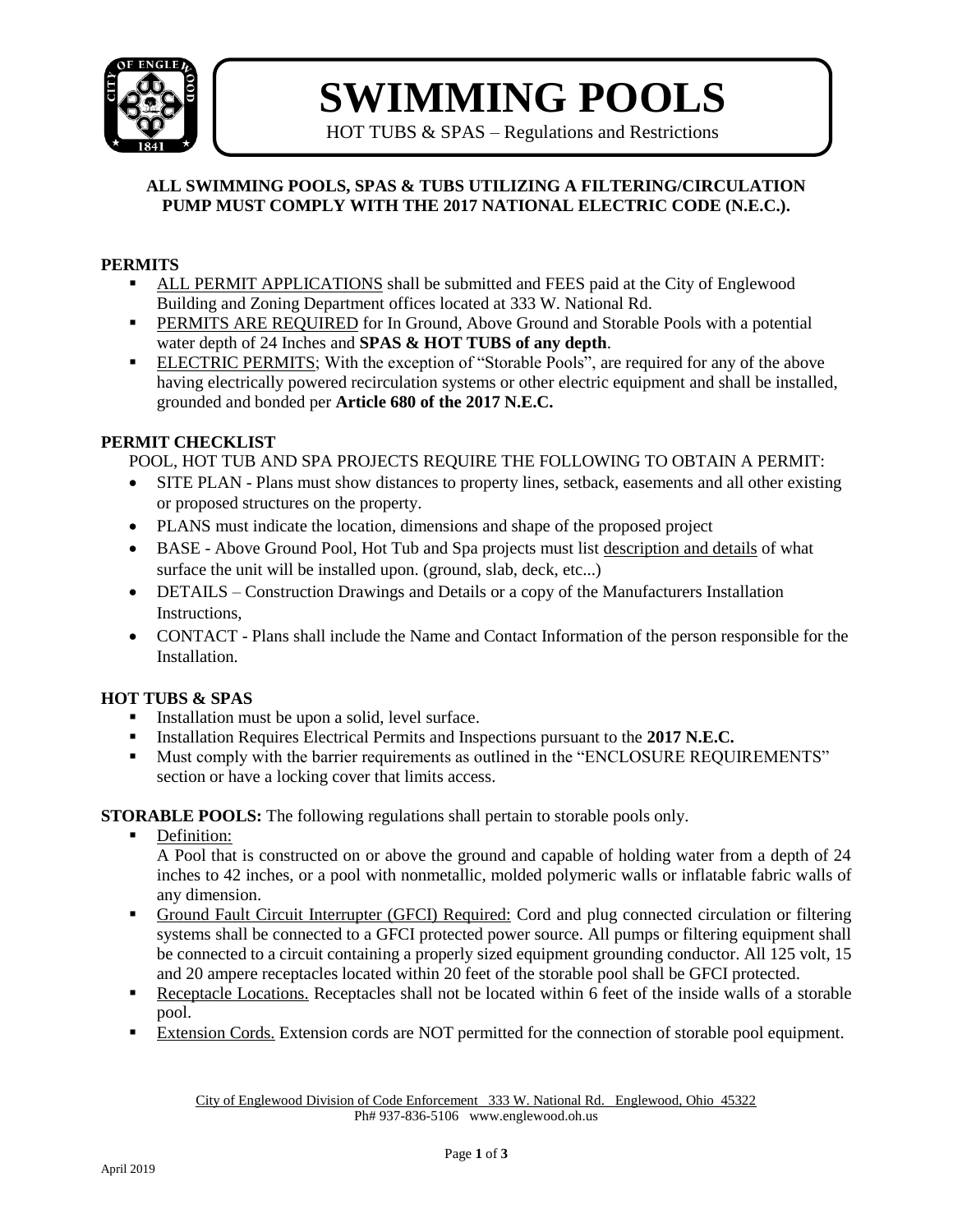# SWIMMING POOLS

HOT TUBS & SPAS – Regulations and Restrictions

**ALL SWIMMING POOLS, SPAS & TUBS UTILIZING A FILTERING/CIRCULATION PUMP MUST COMPLY WITH THE 2017 NATIONAL ELECTRIC CODE (N.E.C.).**

## PERMITS

- ALL PERMIT APPLICATIONS shall be submitted and FEES paid at the City of Englewood Building and Zoning Department offices located at 333 W. National Rd.
- PERMITS ARE REQUIRED for In Ground, Above Ground and Storable Pools with a potential water depth of 24 Inches and **SPAS & HOT TUBS of any depth**.
- ELECTRIC PERMITS; With the exception of "Storable Pools", are required for any of the above having electrically powered recirculation systems or other electric equipment and shall be installed, grounded and bonded per **Article 680 of the 2017 N.E.C.**

## PERMIT CHECKLIST

POOL, HOT TUB AND SPA PROJECTS REQUIRE THE FOLLOWING TO OBTAIN A PERMIT:

- SITE PLAN - Plans must show distances to property lines, setback, easements and all other existing or proposed structures on the property.
- PLANS must indicate the location, dimensions and shape of the proposed project
- BASE - Above Ground Pool, Hot Tub and Spa projects must list description and details of what surface the unit will be installed upon. (ground, slab, deck, etc...)
- DETAILS – Construction Drawings and Details or a copy of the Manufacturers Installation Instructions,
- CONTACT - Plans shall include the Name and Contact Information of the person responsible for the Installation.

## HOT TUBS & SPAS

- Installation must be upon a solid, level surface.
- Installation Requires Electrical Permits and Inspections pursuant to the **2017 N.E.C.**
- Must comply with the barrier requirements as outlined in the "ENCLOSURE REQUIREMENTS" section or have a locking cover that limits access.

**STORABLE POOLS:** The following regulations shall pertain to storable pools only.

- Definition:
  A Pool that is constructed on or above the ground and capable of holding water from a depth of 24 inches to 42 inches, or a pool with nonmetallic, molded polymeric walls or inflatable fabric walls of any dimension.
- Ground Fault Circuit Interrupter (GFCI) Required: Cord and plug connected circulation or filtering systems shall be connected to a GFCI protected power source. All pumps or filtering equipment shall be connected to a circuit containing a properly sized equipment grounding conductor. All 125 volt, 15 and 20 ampere receptacles located within 20 feet of the storable pool shall be GFCI protected.
- Receptacle Locations. Receptacles shall not be located within 6 feet of the inside walls of a storable pool.
- Extension Cords. Extension cords are NOT permitted for the connection of storable pool equipment.

City of Englewood Division of Code Enforcement 333 W. National Rd. Englewood, Ohio 45322
Ph# 937-836-5106 www.englewood.oh.us

April 2019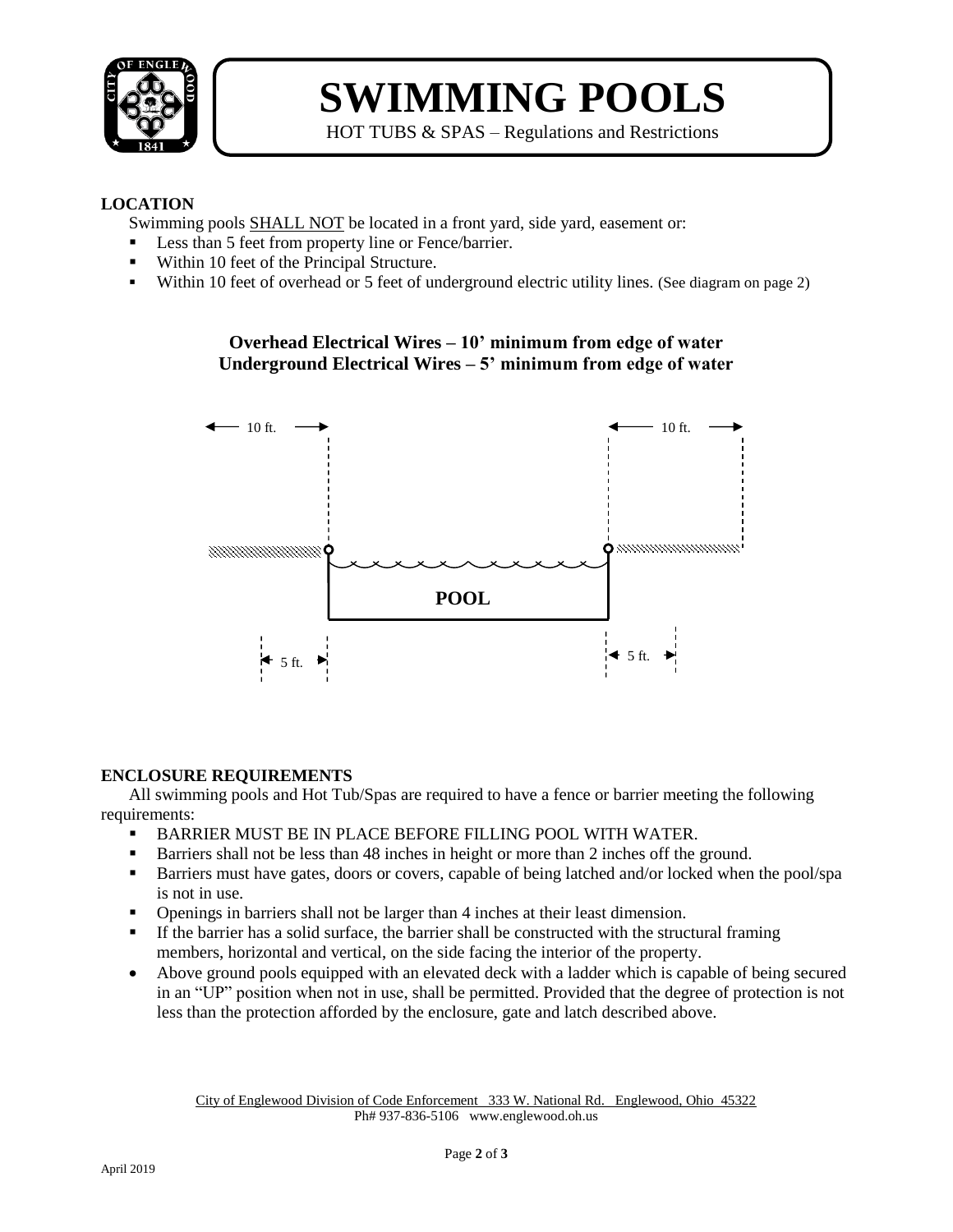# SWIMMING POOLS

HOT TUBS & SPAS – Regulations and Restrictions

### LOCATION

Swimming pools SHALL NOT be located in a front yard, side yard, easement or:

- Less than 5 feet from property line or Fence/barrier.
- Within 10 feet of the Principal Structure.
- Within 10 feet of overhead or 5 feet of underground electric utility lines. (See diagram on page 2)

**Overhead Electrical Wires – 10' minimum from edge of water**
**Underground Electrical Wires – 5' minimum from edge of water**

10 ft. 10 ft.

POOL

5 ft. 5 ft.

### ENCLOSURE REQUIREMENTS

All swimming pools and Hot Tub/Spas are required to have a fence or barrier meeting the following requirements:

- BARRIER MUST BE IN PLACE BEFORE FILLING POOL WITH WATER.
- Barriers shall not be less than 48 inches in height or more than 2 inches off the ground.
- Barriers must have gates, doors or covers, capable of being latched and/or locked when the pool/spa is not in use.
- Openings in barriers shall not be larger than 4 inches at their least dimension.
- If the barrier has a solid surface, the barrier shall be constructed with the structural framing members, horizontal and vertical, on the side facing the interior of the property.
- Above ground pools equipped with an elevated deck with a ladder which is capable of being secured in an "UP" position when not in use, shall be permitted. Provided that the degree of protection is not less than the protection afforded by the enclosure, gate and latch described above.

City of Englewood Division of Code Enforcement 333 W. National Rd. Englewood, Ohio 45322
Ph# 937-836-5106 www.englewood.oh.us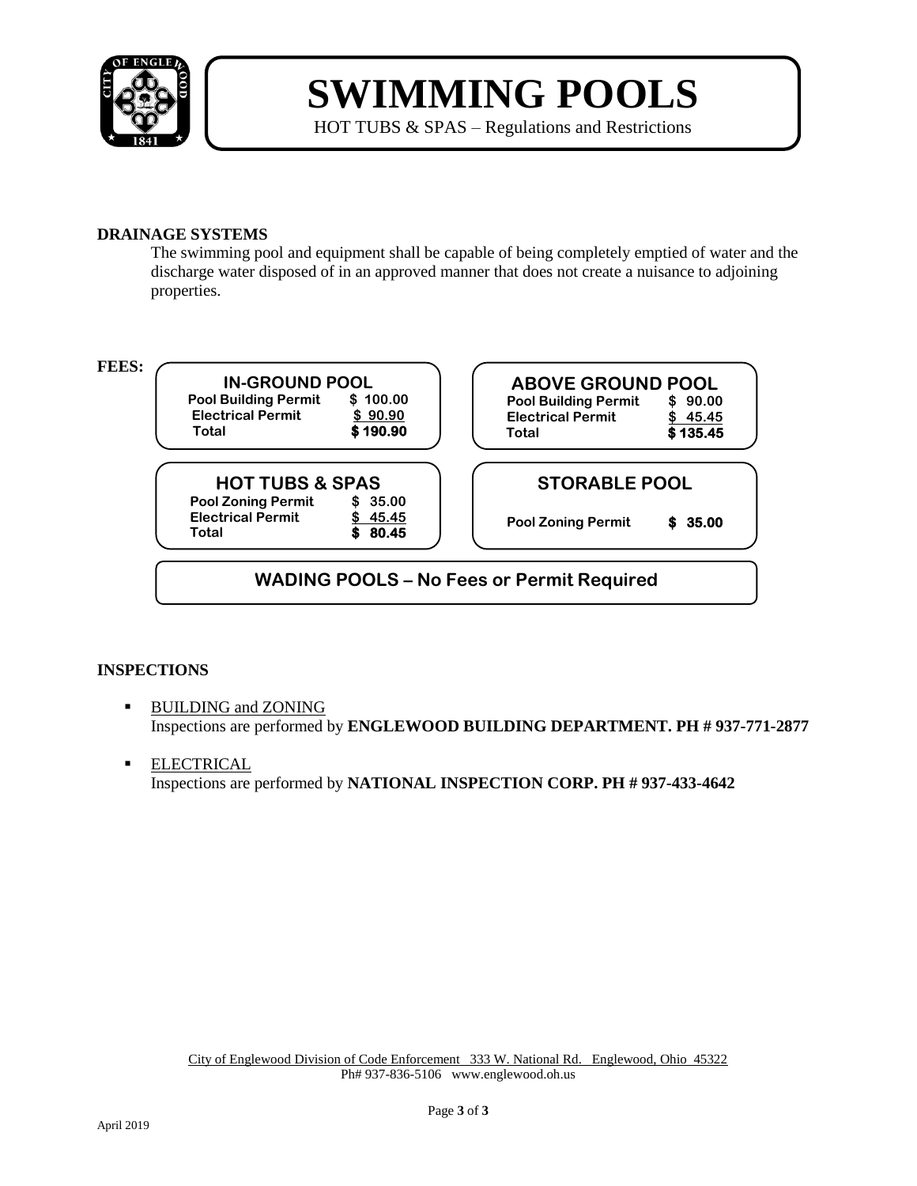# SWIMMING POOLS

HOT TUBS & SPAS – Regulations and Restrictions

**DRAINAGE SYSTEMS**

The swimming pool and equipment shall be capable of being completely emptied of water and the discharge water disposed of in an approved manner that does not create a nuisance to adjoining properties.

**FEES:**

**IN-GROUND POOL**

| | |
|---|---|
| Pool Building Permit | $ 100.00 |
| Electrical Permit | $ 90.90 |
| Total | $ 190.90 |

**ABOVE GROUND POOL**

| | |
|---|---|
| Pool Building Permit | $ 90.00 |
| Electrical Permit | $ 45.45 |
| Total | $ 135.45 |

**HOT TUBS & SPAS**

| | |
|---|---|
| Pool Zoning Permit | $ 35.00 |
| Electrical Permit | $ 45.45 |
| Total | $ 80.45 |

**STORABLE POOL**

| | |
|---|---|
| Pool Zoning Permit | $ 35.00 |

**WADING POOLS – No Fees or Permit Required**

**INSPECTIONS**

- BUILDING and ZONING
  Inspections are performed by **ENGLEWOOD BUILDING DEPARTMENT. PH # 937-771-2877**

- ELECTRICAL
  Inspections are performed by **NATIONAL INSPECTION CORP. PH # 937-433-4642**

City of Englewood Division of Code Enforcement 333 W. National Rd. Englewood, Ohio 45322
Ph# 937-836-5106 www.englewood.oh.us

April 2019